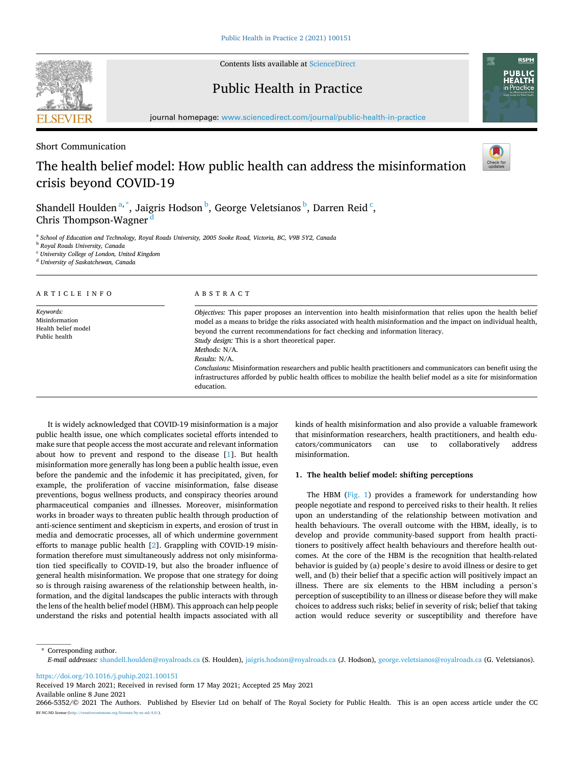Short Communication

# The health belief model: How public health can address the misinformation crisis beyond COVID-19

Shandell Houlden [a,*], Jaigris Hodson [b], George Veletsianos [b], Darren Reid [c], Chris Thompson-Wagner [d]

[a] School of Education and Technology, Royal Roads University, 2005 Sooke Road, Victoria, BC, V9B 5Y2, Canada
[b] Royal Roads University, Canada
[c] University College of London, United Kingdom
[d] University of Saskatchewan, Canada

## ARTICLE INFO

*Keywords:*
Misinformation
Health belief model
Public health

## ABSTRACT

*Objectives:* This paper proposes an intervention into health misinformation that relies upon the health belief model as a means to bridge the risks associated with health misinformation and the impact on individual health, beyond the current recommendations for fact checking and information literacy.
*Study design:* This is a short theoretical paper.
*Methods:* N/A.
*Results:* N/A.
*Conclusions:* Misinformation researchers and public health practitioners and communicators can benefit using the infrastructures afforded by public health offices to mobilize the health belief model as a site for misinformation education.

It is widely acknowledged that COVID-19 misinformation is a major public health issue, one which complicates societal efforts intended to make sure that people access the most accurate and relevant information about how to prevent and respond to the disease [1]. But health misinformation more generally has long been a public health issue, even before the pandemic and the infodemic it has precipitated, given, for example, the proliferation of vaccine misinformation, false disease preventions, bogus wellness products, and conspiracy theories around pharmaceutical companies and illnesses. Moreover, misinformation works in broader ways to threaten public health through production of anti-science sentiment and skepticism in experts, and erosion of trust in media and democratic processes, all of which undermine government efforts to manage public health [2]. Grappling with COVID-19 misinformation therefore must simultaneously address not only misinformation tied specifically to COVID-19, but also the broader influence of general health misinformation. We propose that one strategy for doing so is through raising awareness of the relationship between health, information, and the digital landscapes the public interacts with through the lens of the health belief model (HBM). This approach can help people understand the risks and potential health impacts associated with all kinds of health misinformation and also provide a valuable framework that misinformation researchers, health practitioners, and health educators/communicators can use to collaboratively address misinformation.

## 1. The health belief model: shifting perceptions

The HBM (Fig. 1) provides a framework for understanding how people negotiate and respond to perceived risks to their health. It relies upon an understanding of the relationship between motivation and health behaviours. The overall outcome with the HBM, ideally, is to develop and provide community-based support from health practitioners to positively affect health behaviours and therefore health outcomes. At the core of the HBM is the recognition that health-related behavior is guided by (a) people's desire to avoid illness or desire to get well, and (b) their belief that a specific action will positively impact an illness. There are six elements to the HBM including a person's perception of susceptibility to an illness or disease before they will make choices to address such risks; belief in severity of risk; belief that taking action would reduce severity or susceptibility and therefore have

\* Corresponding author.
*E-mail addresses:* shandell.houlden@royalroads.ca (S. Houlden), jaigris.hodson@royalroads.ca (J. Hodson), george.veletsianos@royalroads.ca (G. Veletsianos).

https://doi.org/10.1016/j.puhip.2021.100151
Received 19 March 2021; Received in revised form 17 May 2021; Accepted 25 May 2021
Available online 8 June 2021
2666-5352/© 2021 The Authors. Published by Elsevier Ltd on behalf of The Royal Society for Public Health. This is an open access article under the CC BY-NC-ND license (http://creativecommons.org/licenses/by-nc-nd/4.0/).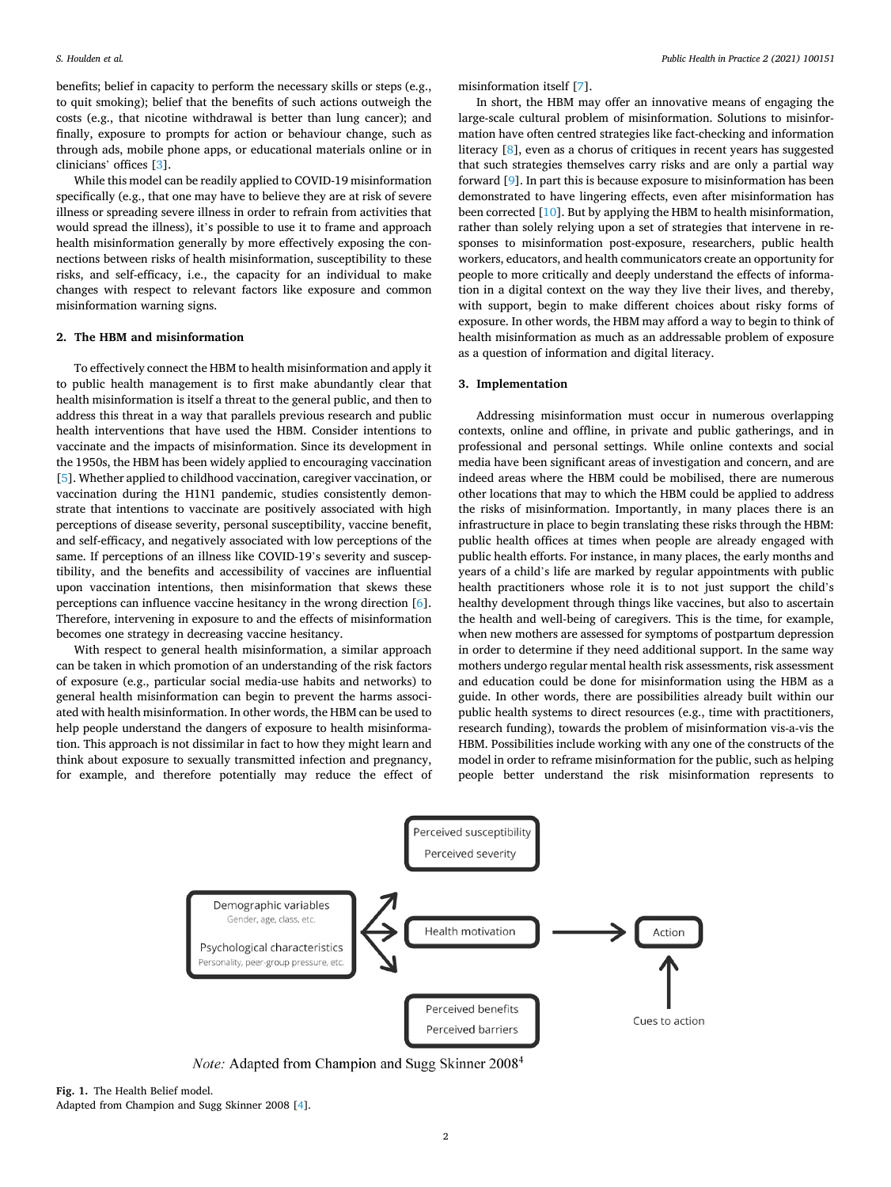benefits; belief in capacity to perform the necessary skills or steps (e.g., to quit smoking); belief that the benefits of such actions outweigh the costs (e.g., that nicotine withdrawal is better than lung cancer); and finally, exposure to prompts for action or behaviour change, such as through ads, mobile phone apps, or educational materials online or in clinicians' offices [3].

While this model can be readily applied to COVID-19 misinformation specifically (e.g., that one may have to believe they are at risk of severe illness or spreading severe illness in order to refrain from activities that would spread the illness), it's possible to use it to frame and approach health misinformation generally by more effectively exposing the connections between risks of health misinformation, susceptibility to these risks, and self-efficacy, i.e., the capacity for an individual to make changes with respect to relevant factors like exposure and common misinformation warning signs.

## 2. The HBM and misinformation

To effectively connect the HBM to health misinformation and apply it to public health management is to first make abundantly clear that health misinformation is itself a threat to the general public, and then to address this threat in a way that parallels previous research and public health interventions that have used the HBM. Consider intentions to vaccinate and the impacts of misinformation. Since its development in the 1950s, the HBM has been widely applied to encouraging vaccination [5]. Whether applied to childhood vaccination, caregiver vaccination, or vaccination during the H1N1 pandemic, studies consistently demonstrate that intentions to vaccinate are positively associated with high perceptions of disease severity, personal susceptibility, vaccine benefit, and self-efficacy, and negatively associated with low perceptions of the same. If perceptions of an illness like COVID-19's severity and susceptibility, and the benefits and accessibility of vaccines are influential upon vaccination intentions, then misinformation that skews these perceptions can influence vaccine hesitancy in the wrong direction [6]. Therefore, intervening in exposure to and the effects of misinformation becomes one strategy in decreasing vaccine hesitancy.

With respect to general health misinformation, a similar approach can be taken in which promotion of an understanding of the risk factors of exposure (e.g., particular social media-use habits and networks) to general health misinformation can begin to prevent the harms associated with health misinformation. In other words, the HBM can be used to help people understand the dangers of exposure to health misinformation. This approach is not dissimilar in fact to how they might learn and think about exposure to sexually transmitted infection and pregnancy, for example, and therefore potentially may reduce the effect of misinformation itself [7].

In short, the HBM may offer an innovative means of engaging the large-scale cultural problem of misinformation. Solutions to misinformation have often centred strategies like fact-checking and information literacy [8], even as a chorus of critiques in recent years has suggested that such strategies themselves carry risks and are only a partial way forward [9]. In part this is because exposure to misinformation has been demonstrated to have lingering effects, even after misinformation has been corrected [10]. But by applying the HBM to health misinformation, rather than solely relying upon a set of strategies that intervene in responses to misinformation post-exposure, researchers, public health workers, educators, and health communicators create an opportunity for people to more critically and deeply understand the effects of information in a digital context on the way they live their lives, and thereby, with support, begin to make different choices about risky forms of exposure. In other words, the HBM may afford a way to begin to think of health misinformation as much as an addressable problem of exposure as a question of information and digital literacy.

## 3. Implementation

Addressing misinformation must occur in numerous overlapping contexts, online and offline, in private and public gatherings, and in professional and personal settings. While online contexts and social media have been significant areas of investigation and concern, and are indeed areas where the HBM could be mobilised, there are numerous other locations that may to which the HBM could be applied to address the risks of misinformation. Importantly, in many places there is an infrastructure in place to begin translating these risks through the HBM: public health offices at times when people are already engaged with public health efforts. For instance, in many places, the early months and years of a child's life are marked by regular appointments with public health practitioners whose role it is to not just support the child's healthy development through things like vaccines, but also to ascertain the health and well-being of caregivers. This is the time, for example, when new mothers are assessed for symptoms of postpartum depression in order to determine if they need additional support. In the same way mothers undergo regular mental health risk assessments, risk assessment and education could be done for misinformation using the HBM as a guide. In other words, there are possibilities already built within our public health systems to direct resources (e.g., time with practitioners, research funding), towards the problem of misinformation vis-a-vis the HBM. Possibilities include working with any one of the constructs of the model in order to reframe misinformation for the public, such as helping people better understand the risk misinformation represents to

*Note:* Adapted from Champion and Sugg Skinner 2008[4]

**Fig. 1.** The Health Belief model.
Adapted from Champion and Sugg Skinner 2008 [4].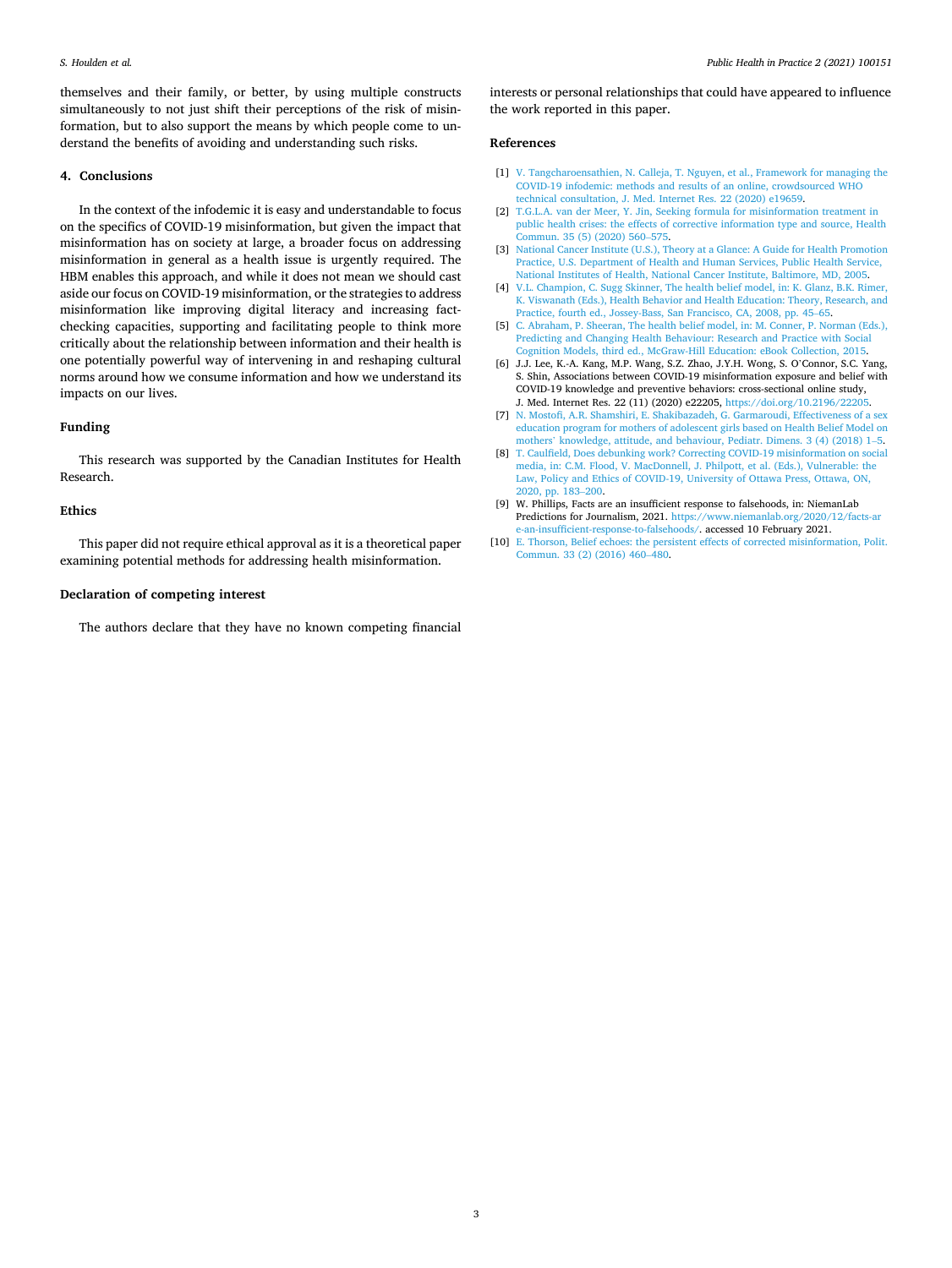themselves and their family, or better, by using multiple constructs simultaneously to not just shift their perceptions of the risk of misinformation, but to also support the means by which people come to understand the benefits of avoiding and understanding such risks.

## 4. Conclusions

In the context of the infodemic it is easy and understandable to focus on the specifics of COVID-19 misinformation, but given the impact that misinformation has on society at large, a broader focus on addressing misinformation in general as a health issue is urgently required. The HBM enables this approach, and while it does not mean we should cast aside our focus on COVID-19 misinformation, or the strategies to address misinformation like improving digital literacy and increasing fact-checking capacities, supporting and facilitating people to think more critically about the relationship between information and their health is one potentially powerful way of intervening in and reshaping cultural norms around how we consume information and how we understand its impacts on our lives.

## Funding

This research was supported by the Canadian Institutes for Health Research.

## Ethics

This paper did not require ethical approval as it is a theoretical paper examining potential methods for addressing health misinformation.

## Declaration of competing interest

The authors declare that they have no known competing financial interests or personal relationships that could have appeared to influence the work reported in this paper.

## References

[1] V. Tangcharoensathien, N. Calleja, T. Nguyen, et al., Framework for managing the COVID-19 infodemic: methods and results of an online, crowdsourced WHO technical consultation, J. Med. Internet Res. 22 (2020) e19659.

[2] T.G.L.A. van der Meer, Y. Jin, Seeking formula for misinformation treatment in public health crises: the effects of corrective information type and source, Health Commun. 35 (5) (2020) 560–575.

[3] National Cancer Institute (U.S.), Theory at a Glance: A Guide for Health Promotion Practice, U.S. Department of Health and Human Services, Public Health Service, National Institutes of Health, National Cancer Institute, Baltimore, MD, 2005.

[4] V.L. Champion, C. Sugg Skinner, The health belief model, in: K. Glanz, B.K. Rimer, K. Viswanath (Eds.), Health Behavior and Health Education: Theory, Research, and Practice, fourth ed., Jossey-Bass, San Francisco, CA, 2008, pp. 45–65.

[5] C. Abraham, P. Sheeran, The health belief model, in: M. Conner, P. Norman (Eds.), Predicting and Changing Health Behaviour: Research and Practice with Social Cognition Models, third ed., McGraw-Hill Education: eBook Collection, 2015.

[6] J.J. Lee, K.-A. Kang, M.P. Wang, S.Z. Zhao, J.Y.H. Wong, S. O'Connor, S.C. Yang, S. Shin, Associations between COVID-19 misinformation exposure and belief with COVID-19 knowledge and preventive behaviors: cross-sectional online study, J. Med. Internet Res. 22 (11) (2020) e22205, https://doi.org/10.2196/22205.

[7] N. Mostofi, A.R. Shamshiri, E. Shakibazadeh, G. Garmaroudi, Effectiveness of a sex education program for mothers of adolescent girls based on Health Belief Model on mothers' knowledge, attitude, and behaviour, Pediatr. Dimens. 3 (4) (2018) 1–5.

[8] T. Caulfield, Does debunking work? Correcting COVID-19 misinformation on social media, in: C.M. Flood, V. MacDonnell, J. Philpott, et al. (Eds.), Vulnerable: the Law, Policy and Ethics of COVID-19, University of Ottawa Press, Ottawa, ON, 2020, pp. 183–200.

[9] W. Phillips, Facts are an insufficient response to falsehoods, in: NiemanLab Predictions for Journalism, 2021. https://www.niemanlab.org/2020/12/facts-are-an-insufficient-response-to-falsehoods/. accessed 10 February 2021.

[10] E. Thorson, Belief echoes: the persistent effects of corrected misinformation, Polit. Commun. 33 (2) (2016) 460–480.